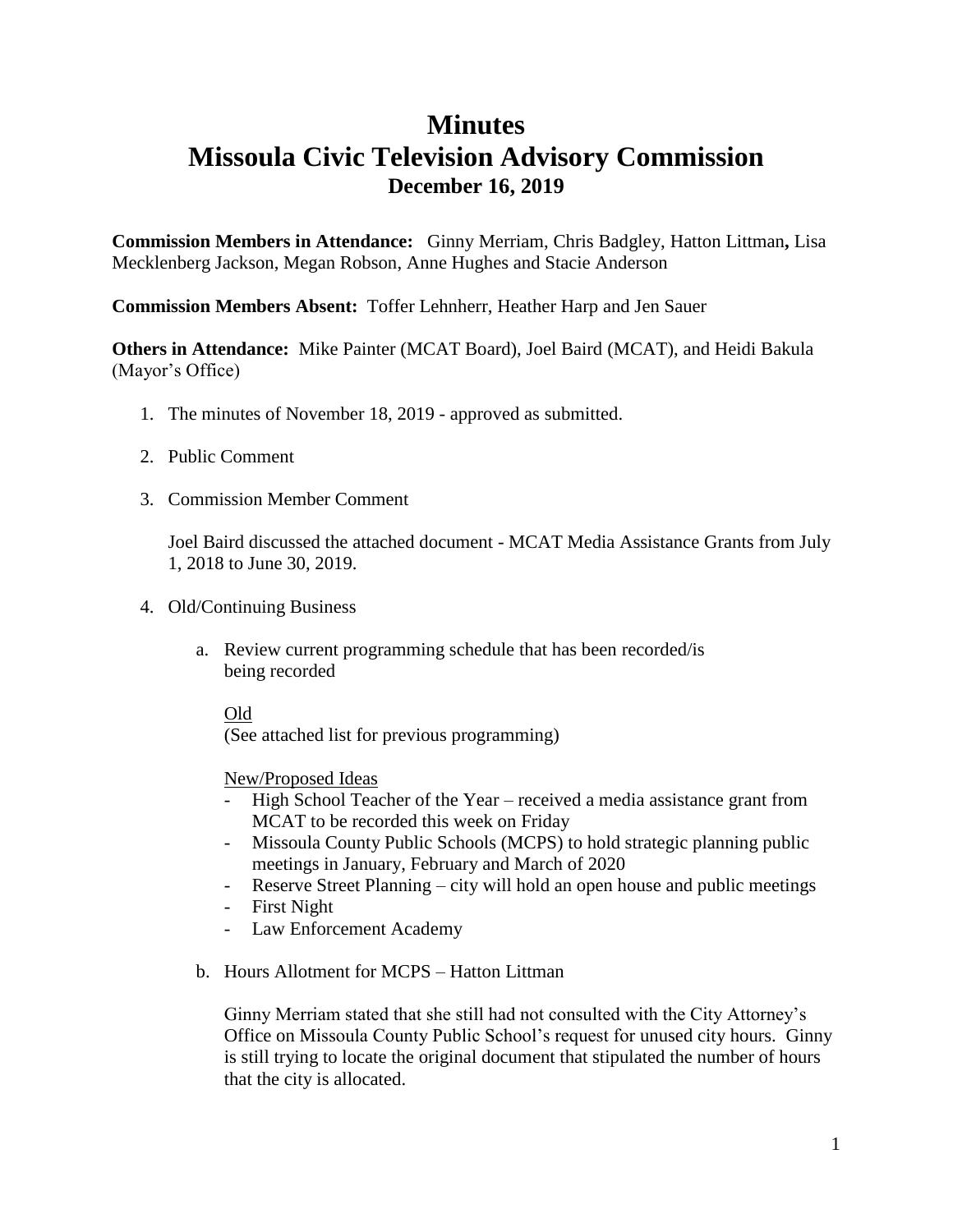# Minutes
# Missoula Civic Television Advisory Commission
## December 16, 2019

**Commission Members in Attendance:** Ginny Merriam, Chris Badgley, Hatton Littman**,** Lisa Mecklenberg Jackson, Megan Robson, Anne Hughes and Stacie Anderson

**Commission Members Absent:** Toffer Lehnherr, Heather Harp and Jen Sauer

**Others in Attendance:** Mike Painter (MCAT Board), Joel Baird (MCAT), and Heidi Bakula (Mayor's Office)

1. The minutes of November 18, 2019 - approved as submitted.

2. Public Comment

3. Commission Member Comment

   Joel Baird discussed the attached document - MCAT Media Assistance Grants from July 1, 2018 to June 30, 2019.

4. Old/Continuing Business

   a. Review current programming schedule that has been recorded/is being recorded

      Old
      (See attached list for previous programming)

      New/Proposed Ideas
      - High School Teacher of the Year – received a media assistance grant from MCAT to be recorded this week on Friday
      - Missoula County Public Schools (MCPS) to hold strategic planning public meetings in January, February and March of 2020
      - Reserve Street Planning – city will hold an open house and public meetings
      - First Night
      - Law Enforcement Academy

   b. Hours Allotment for MCPS – Hatton Littman

      Ginny Merriam stated that she still had not consulted with the City Attorney's Office on Missoula County Public School's request for unused city hours. Ginny is still trying to locate the original document that stipulated the number of hours that the city is allocated.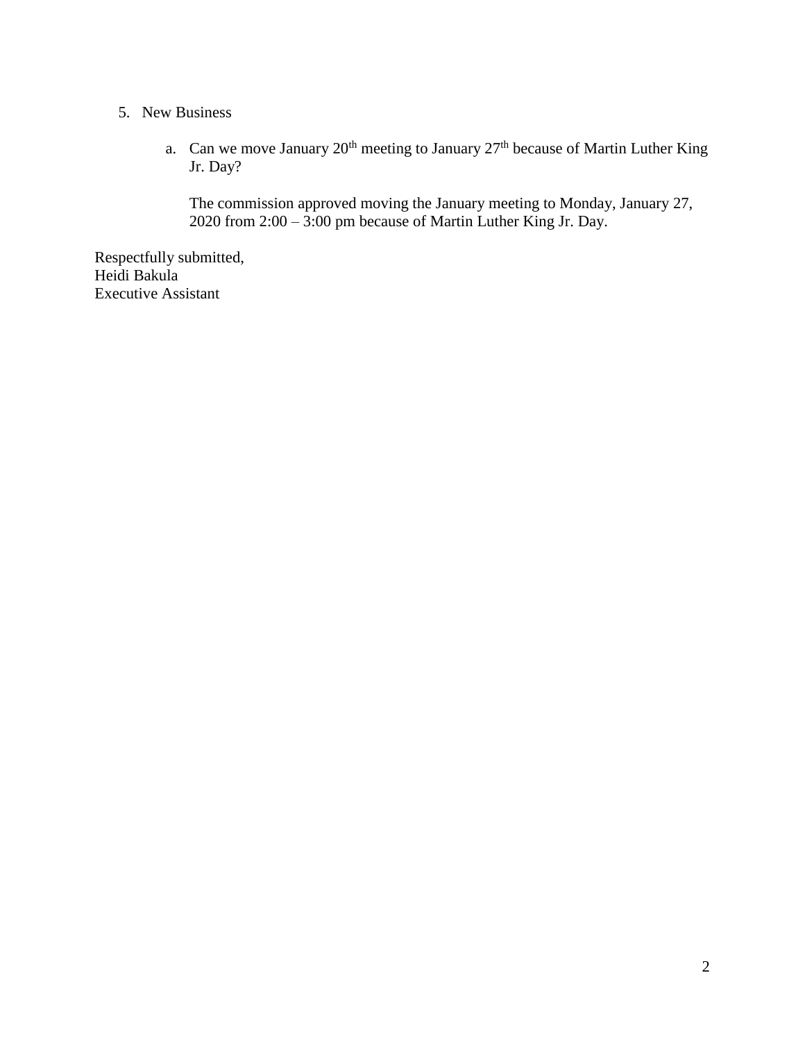5. New Business

   a. Can we move January 20th meeting to January 27th because of Martin Luther King Jr. Day?

      The commission approved moving the January meeting to Monday, January 27, 2020 from 2:00 – 3:00 pm because of Martin Luther King Jr. Day.

Respectfully submitted,
Heidi Bakula
Executive Assistant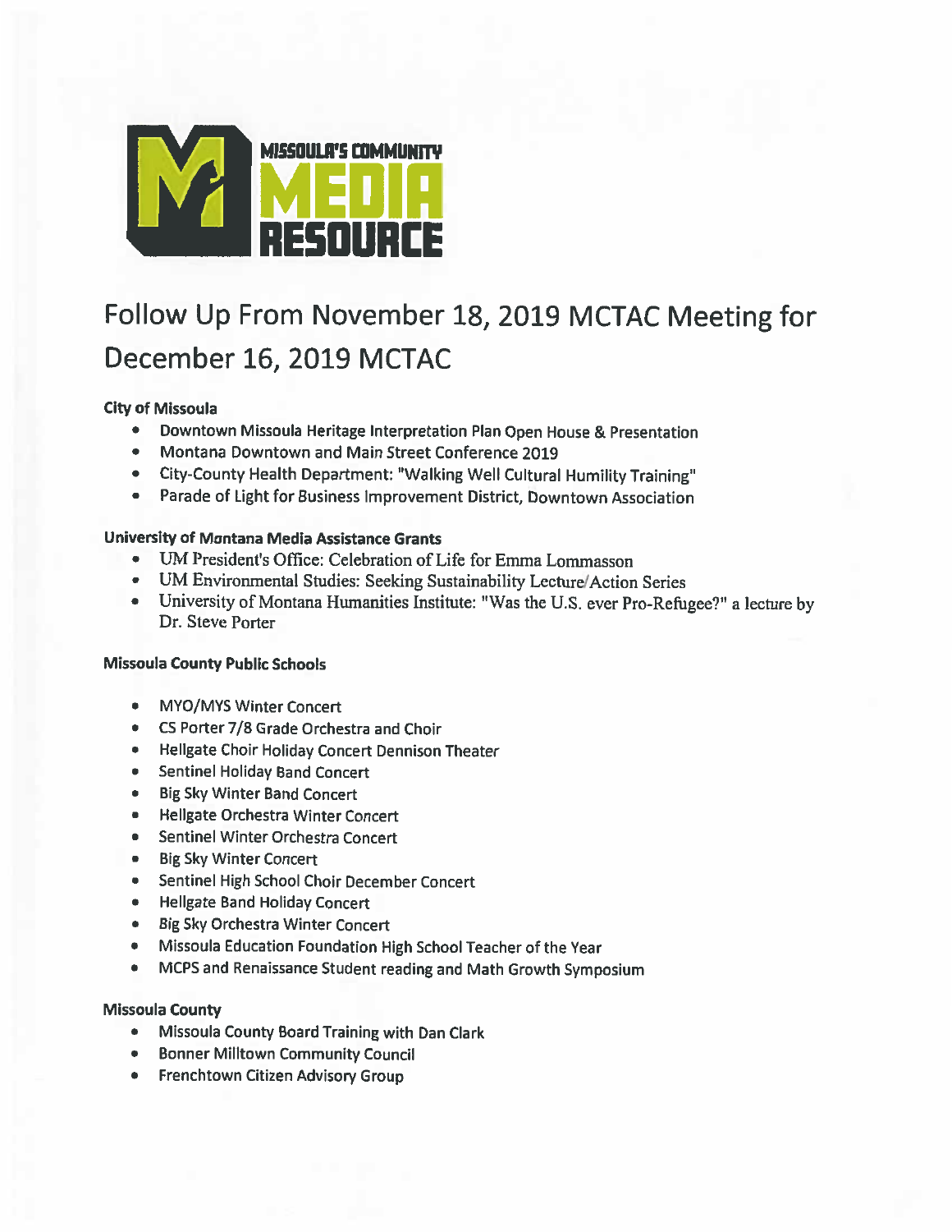MISSOULA'S COMMUNITY MEDIA RESOURCE

# Follow Up From November 18, 2019 MCTAC Meeting for December 16, 2019 MCTAC

**City of Missoula**

- Downtown Missoula Heritage Interpretation Plan Open House & Presentation
- Montana Downtown and Main Street Conference 2019
- City-County Health Department: "Walking Well Cultural Humility Training"
- Parade of Light for Business Improvement District, Downtown Association

**University of Montana Media Assistance Grants**

- UM President's Office: Celebration of Life for Emma Lommasson
- UM Environmental Studies: Seeking Sustainability Lecture/Action Series
- University of Montana Humanities Institute: "Was the U.S. ever Pro-Refugee?" a lecture by Dr. Steve Porter

**Missoula County Public Schools**

- MYO/MYS Winter Concert
- CS Porter 7/8 Grade Orchestra and Choir
- Hellgate Choir Holiday Concert Dennison Theater
- Sentinel Holiday Band Concert
- Big Sky Winter Band Concert
- Hellgate Orchestra Winter Concert
- Sentinel Winter Orchestra Concert
- Big Sky Winter Concert
- Sentinel High School Choir December Concert
- Hellgate Band Holiday Concert
- Big Sky Orchestra Winter Concert
- Missoula Education Foundation High School Teacher of the Year
- MCPS and Renaissance Student reading and Math Growth Symposium

**Missoula County**

- Missoula County Board Training with Dan Clark
- Bonner Milltown Community Council
- Frenchtown Citizen Advisory Group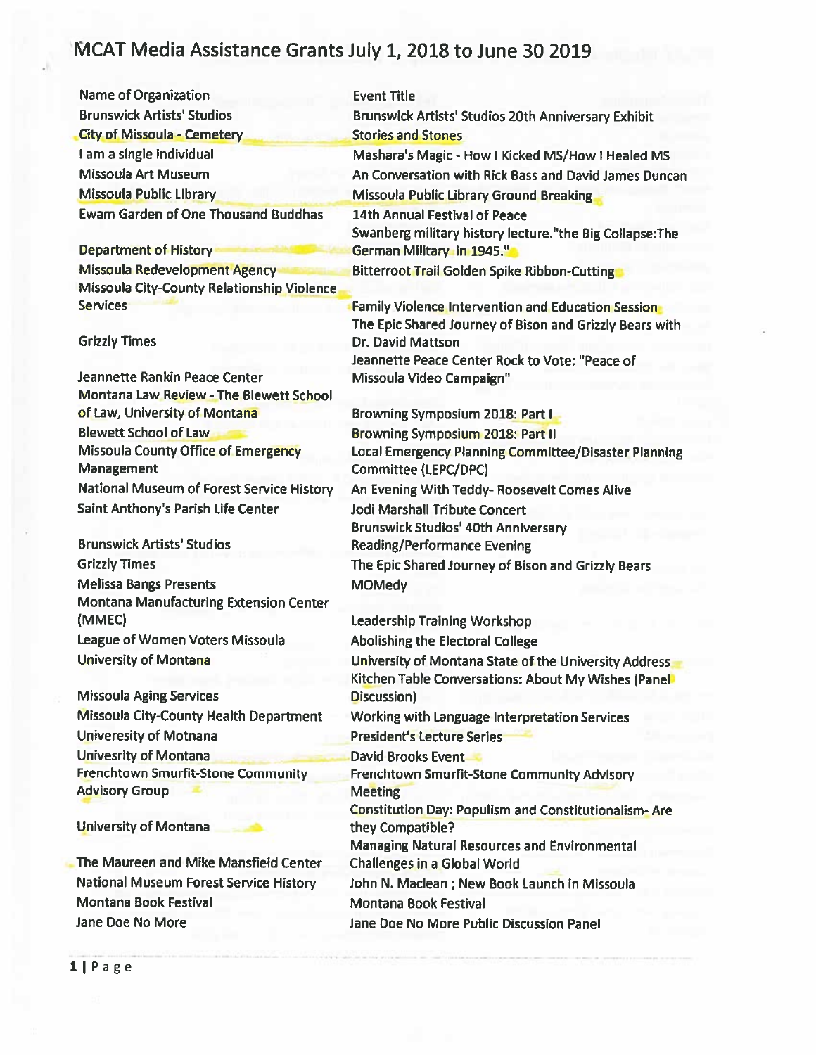# MCAT Media Assistance Grants July 1, 2018 to June 30 2019

| Name of Organization | Event Title |
|---|---|
| Brunswick Artists' Studios | Brunswick Artists' Studios 20th Anniversary Exhibit |
| City of Missoula - Cemetery | Stories and Stones |
| I am a single individual | Mashara's Magic - How I Kicked MS/How I Healed MS |
| Missoula Art Museum | An Conversation with Rick Bass and David James Duncan |
| Missoula Public LIbrary | Missoula Public Library Ground Breaking |
| Ewam Garden of One Thousand Buddhas | 14th Annual Festival of Peace |
| Department of History | Swanberg military history lecture."the Big Collapse:The German Military in 1945." |
| Missoula Redevelopment Agency | Bitterroot Trail Golden Spike Ribbon-Cutting |
| Missoula City-County Relationship Violence Services | Family Violence Intervention and Education Session |
| Grizzly Times | The Epic Shared Journey of Bison and Grizzly Bears with Dr. David Mattson |
| Jeannette Rankin Peace Center | Jeannette Peace Center Rock to Vote: "Peace of Missoula Video Campaign" |
| Montana Law Review - The Blewett School of Law, University of Montana | Browning Symposium 2018: Part I |
| Blewett School of Law | Browning Symposium 2018: Part II |
| Missoula County Office of Emergency Management | Local Emergency Planning Committee/Disaster Planning Committee (LEPC/DPC) |
| National Museum of Forest Service History | An Evening With Teddy- Roosevelt Comes Alive |
| Saint Anthony's Parish Life Center | Jodi Marshall Tribute Concert |
| Brunswick Artists' Studios | Brunswick Studios' 40th Anniversary Reading/Performance Evening |
| Grizzly Times | The Epic Shared Journey of Bison and Grizzly Bears |
| Melissa Bangs Presents | MOMedy |
| Montana Manufacturing Extension Center (MMEC) | Leadership Training Workshop |
| League of Women Voters Missoula | Abolishing the Electoral College |
| University of Montana | University of Montana State of the University Address |
| Missoula Aging Services | Kitchen Table Conversations: About My Wishes (Panel Discussion) |
| Missoula City-County Health Department | Working with Language Interpretation Services |
| Univeresity of Motnana | President's Lecture Series |
| Univesrity of Montana | David Brooks Event |
| Frenchtown Smurfit-Stone Community Advisory Group | Frenchtown Smurfit-Stone Community Advisory Meeting |
| University of Montana | Constitution Day: Populism and Constitutionalism- Are they Compatible? |
| The Maureen and Mike Mansfield Center | Managing Natural Resources and Environmental Challenges in a Global World |
| National Museum Forest Service History | John N. Maclean ; New Book Launch in Missoula |
| Montana Book Festival | Montana Book Festival |
| Jane Doe No More | Jane Doe No More Public Discussion Panel |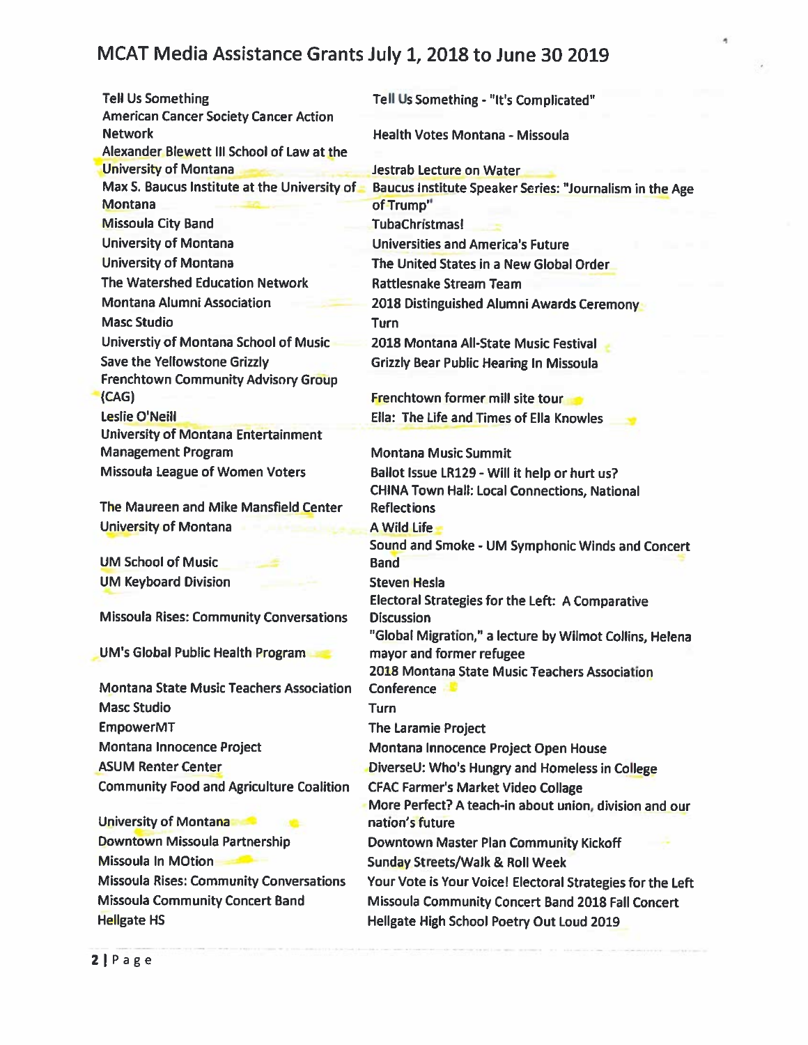# MCAT Media Assistance Grants July 1, 2018 to June 30 2019

| Organization | Event |
|---|---|
| Tell Us Something | Tell Us Something - "It's Complicated" |
| American Cancer Society Cancer Action Network | Health Votes Montana - Missoula |
| Alexander Blewett III School of Law at the University of Montana | Jestrab Lecture on Water |
| Max S. Baucus Institute at the University of Montana | Baucus Institute Speaker Series: "Journalism in the Age of Trump" |
| Missoula City Band | TubaChristmas! |
| University of Montana | Universities and America's Future |
| University of Montana | The United States in a New Global Order |
| The Watershed Education Network | Rattlesnake Stream Team |
| Montana Alumni Association | 2018 Distinguished Alumni Awards Ceremony |
| Masc Studio | Turn |
| Universtiy of Montana School of Music | 2018 Montana All-State Music Festival |
| Save the Yellowstone Grizzly | Grizzly Bear Public Hearing In Missoula |
| Frenchtown Community Advisory Group (CAG) | Frenchtown former mill site tour |
| Leslie O'Neill | Ella: The Life and Times of Ella Knowles |
| University of Montana Entertainment Management Program | Montana Music Summit |
| Missoula League of Women Voters | Ballot Issue LR129 - Will it help or hurt us? |
| The Maureen and Mike Mansfield Center | CHINA Town Hall: Local Connections, National Reflections |
| University of Montana | A Wild Life |
| UM School of Music | Sound and Smoke - UM Symphonic Winds and Concert Band |
| UM Keyboard Division | Steven Hesla |
| Missoula Rises: Community Conversations | Electoral Strategies for the Left: A Comparative Discussion |
| UM's Global Public Health Program | "Global Migration," a lecture by Wilmot Collins, Helena mayor and former refugee |
| Montana State Music Teachers Association | 2018 Montana State Music Teachers Association Conference |
| Masc Studio | Turn |
| EmpowerMT | The Laramie Project |
| Montana Innocence Project | Montana Innocence Project Open House |
| ASUM Renter Center | DiverseU: Who's Hungry and Homeless in College |
| Community Food and Agriculture Coalition | CFAC Farmer's Market Video Collage |
| University of Montana | More Perfect? A teach-in about union, division and our nation's future |
| Downtown Missoula Partnership | Downtown Master Plan Community Kickoff |
| Missoula In MOtion | Sunday Streets/Walk & Roll Week |
| Missoula Rises: Community Conversations | Your Vote is Your Voice! Electoral Strategies for the Left |
| Missoula Community Concert Band | Missoula Community Concert Band 2018 Fall Concert |
| Hellgate HS | Hellgate High School Poetry Out Loud 2019 |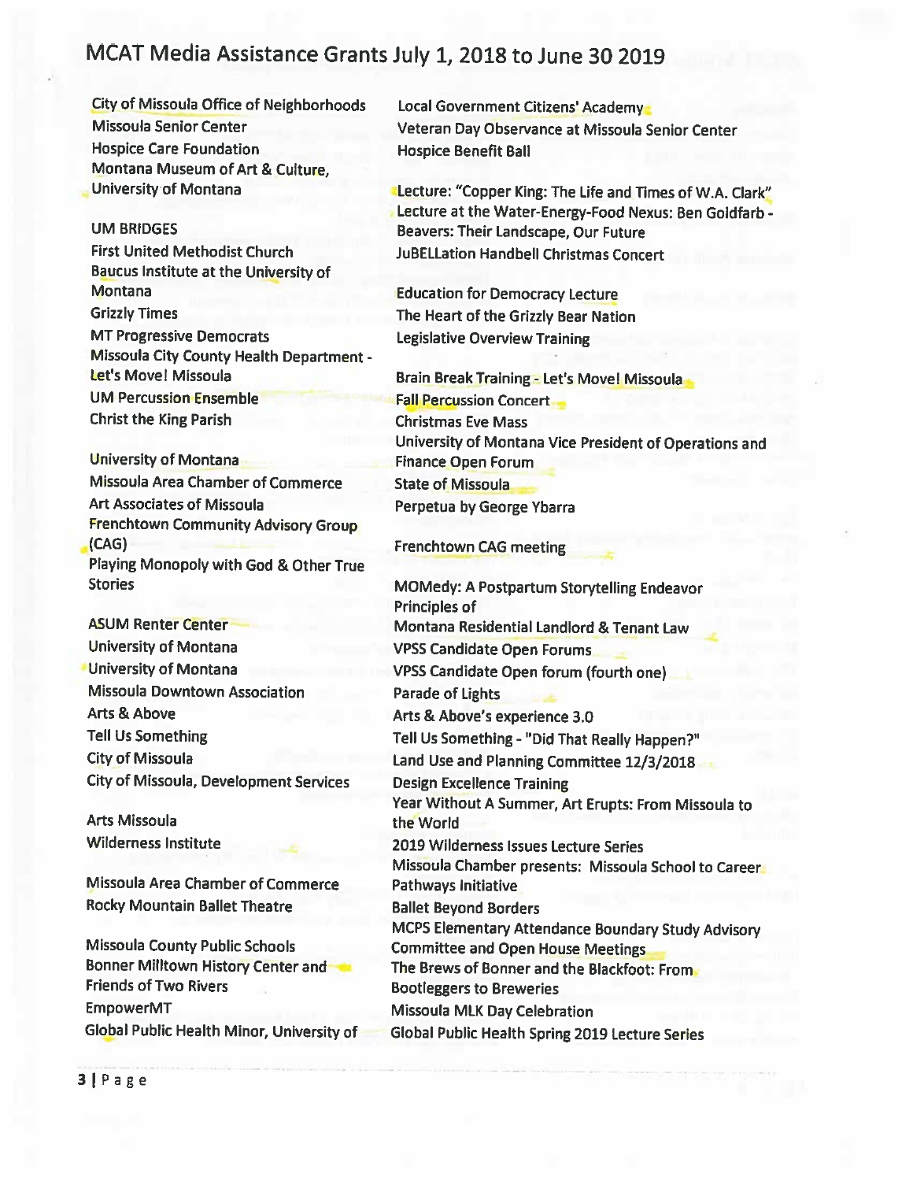# MCAT Media Assistance Grants July 1, 2018 to June 30 2019

| Organization | Event |
|---|---|
| City of Missoula Office of Neighborhoods | Local Government Citizens' Academy |
| Missoula Senior Center | Veteran Day Observance at Missoula Senior Center |
| Hospice Care Foundation | Hospice Benefit Ball |
| Montana Museum of Art & Culture, University of Montana | Lecture: "Copper King: The Life and Times of W.A. Clark" |
| UM BRIDGES | Lecture at the Water-Energy-Food Nexus: Ben Goldfarb - Beavers: Their Landscape, Our Future |
| First United Methodist Church | JuBELLation Handbell Christmas Concert |
| Baucus Institute at the University of Montana | Education for Democracy Lecture |
| Grizzly Times | The Heart of the Grizzly Bear Nation |
| MT Progressive Democrats | Legislative Overview Training |
| Missoula City County Health Department - Let's Move! Missoula | Brain Break Training - Let's Move! Missoula |
| UM Percussion Ensemble | Fall Percussion Concert |
| Christ the King Parish | Christmas Eve Mass |
| University of Montana | University of Montana Vice President of Operations and Finance Open Forum |
| Missoula Area Chamber of Commerce | State of Missoula |
| Art Associates of Missoula | Perpetua by George Ybarra |
| Frenchtown Community Advisory Group (CAG) | Frenchtown CAG meeting |
| Playing Monopoly with God & Other True Stories | MOMedy: A Postpartum Storytelling Endeavor |
| ASUM Renter Center | Principles of Montana Residential Landlord & Tenant Law |
| University of Montana | VPSS Candidate Open Forums |
| University of Montana | VPSS Candidate Open forum (fourth one) |
| Missoula Downtown Association | Parade of Lights |
| Arts & Above | Arts & Above's experience 3.0 |
| Tell Us Something | Tell Us Something - "Did That Really Happen?" |
| City of Missoula | Land Use and Planning Committee 12/3/2018 |
| City of Missoula, Development Services | Design Excellence Training |
| Arts Missoula | Year Without A Summer, Art Erupts: From Missoula to the World |
| Wilderness Institute | 2019 Wilderness Issues Lecture Series |
| Missoula Area Chamber of Commerce | Missoula Chamber presents: Missoula School to Career Pathways Initiative |
| Rocky Mountain Ballet Theatre | Ballet Beyond Borders |
| Missoula County Public Schools | MCPS Elementary Attendance Boundary Study Advisory Committee and Open House Meetings |
| Bonner Milltown History Center and Friends of Two Rivers | The Brews of Bonner and the Blackfoot: From Bootleggers to Breweries |
| EmpowerMT | Missoula MLK Day Celebration |
| Global Public Health Minor, University of | Global Public Health Spring 2019 Lecture Series |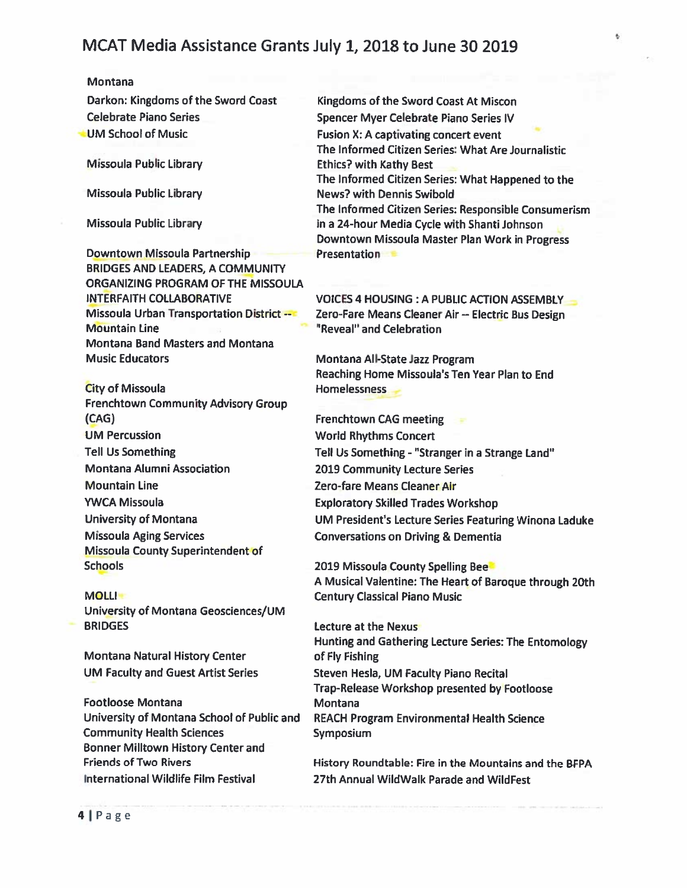# MCAT Media Assistance Grants July 1, 2018 to June 30 2019

Montana

| Organization | Event |
|---|---|
| Darkon: Kingdoms of the Sword Coast | Kingdoms of the Sword Coast At Miscon |
| Celebrate Piano Series | Spencer Myer Celebrate Piano Series IV |
| UM School of Music | Fusion X: A captivating concert event |
| Missoula Public Library | The Informed Citizen Series: What Are Journalistic Ethics? with Kathy Best |
| Missoula Public Library | The Informed Citizen Series: What Happened to the News? with Dennis Swibold |
| Missoula Public Library | The Informed Citizen Series: Responsible Consumerism in a 24-hour Media Cycle with Shanti Johnson |
| Downtown Missoula Partnership | Downtown Missoula Master Plan Work in Progress Presentation |
| BRIDGES AND LEADERS, A COMMUNITY ORGANIZING PROGRAM OF THE MISSOULA INTERFAITH COLLABORATIVE | VOICES 4 HOUSING : A PUBLIC ACTION ASSEMBLY |
| Missoula Urban Transportation District -- Mountain Line | Zero-Fare Means Cleaner Air -- Electric Bus Design "Reveal" and Celebration |
| Montana Band Masters and Montana Music Educators | Montana All-State Jazz Program |
| City of Missoula | Reaching Home Missoula's Ten Year Plan to End Homelessness |
| Frenchtown Community Advisory Group (CAG) | Frenchtown CAG meeting |
| UM Percussion | World Rhythms Concert |
| Tell Us Something | Tell Us Something - "Stranger in a Strange Land" |
| Montana Alumni Association | 2019 Community Lecture Series |
| Mountain Line | Zero-fare Means Cleaner Air |
| YWCA Missoula | Exploratory Skilled Trades Workshop |
| University of Montana | UM President's Lecture Series Featuring Winona Laduke |
| Missoula Aging Services | Conversations on Driving & Dementia |
| Missoula County Superintendent of Schools | 2019 Missoula County Spelling Bee |
| MOLLI | A Musical Valentine: The Heart of Baroque through 20th Century Classical Piano Music |
| University of Montana Geosciences/UM BRIDGES | Lecture at the Nexus |
| Montana Natural History Center | Hunting and Gathering Lecture Series: The Entomology of Fly Fishing |
| UM Faculty and Guest Artist Series | Steven Hesla, UM Faculty Piano Recital |
| Footloose Montana | Trap-Release Workshop presented by Footloose Montana |
| University of Montana School of Public and Community Health Sciences | REACH Program Environmental Health Science Symposium |
| Bonner Milltown History Center and Friends of Two Rivers | History Roundtable: Fire in the Mountains and the BFPA |
| International Wildlife Film Festival | 27th Annual WildWalk Parade and WildFest |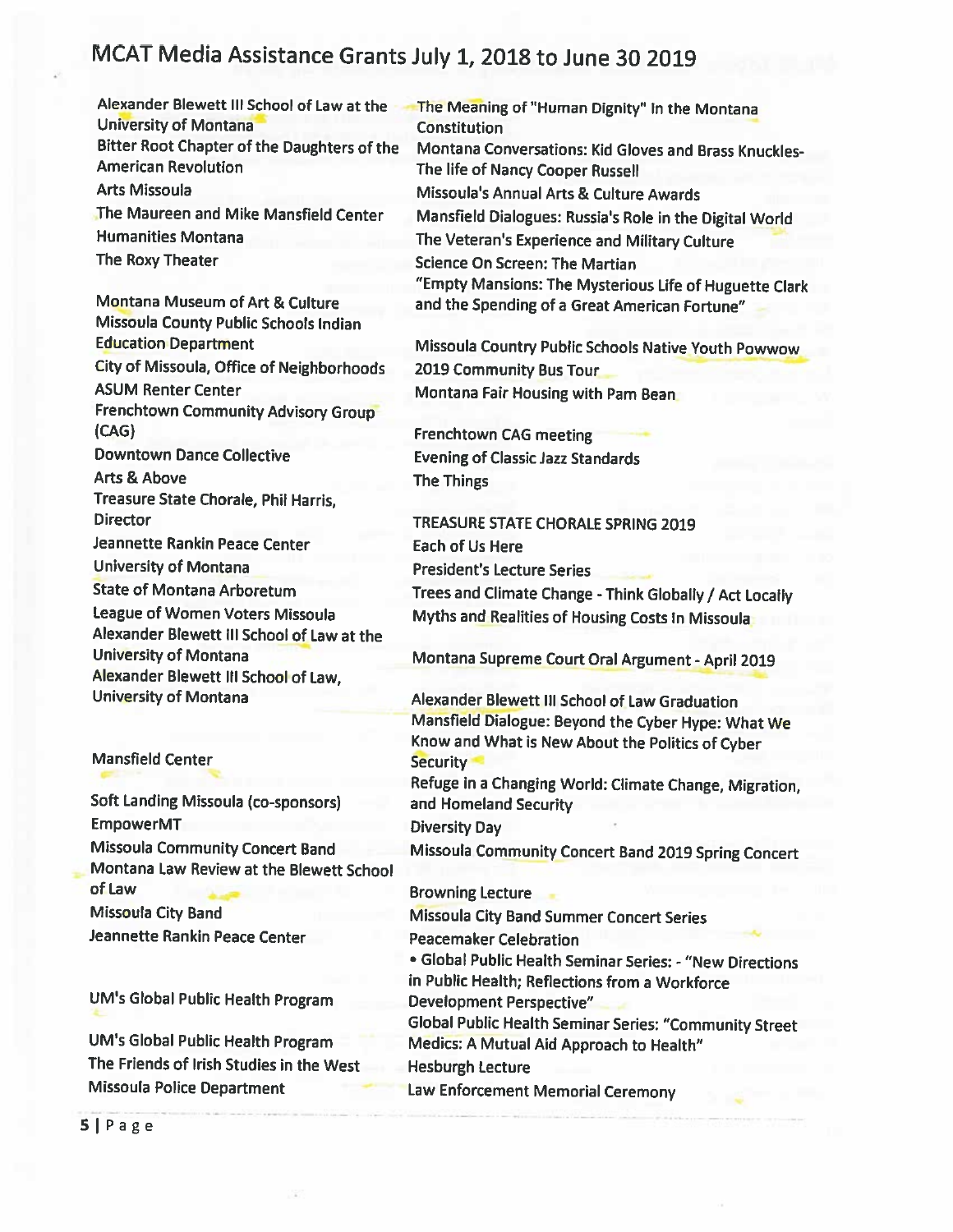# MCAT Media Assistance Grants July 1, 2018 to June 30 2019

| Organization | Event |
| --- | --- |
| Alexander Blewett III School of Law at the University of Montana | The Meaning of "Human Dignity" in the Montana Constitution |
| Bitter Root Chapter of the Daughters of the American Revolution | Montana Conversations: Kid Gloves and Brass Knuckles-The life of Nancy Cooper Russell |
| Arts Missoula | Missoula's Annual Arts & Culture Awards |
| The Maureen and Mike Mansfield Center | Mansfield Dialogues: Russia's Role in the Digital World |
| Humanities Montana | The Veteran's Experience and Military Culture |
| The Roxy Theater | Science On Screen: The Martian |
| Montana Museum of Art & Culture | "Empty Mansions: The Mysterious Life of Huguette Clark and the Spending of a Great American Fortune" |
| Missoula County Public Schools Indian Education Department | Missoula Country Public Schools Native Youth Powwow |
| City of Missoula, Office of Neighborhoods | 2019 Community Bus Tour |
| ASUM Renter Center | Montana Fair Housing with Pam Bean |
| Frenchtown Community Advisory Group (CAG) | Frenchtown CAG meeting |
| Downtown Dance Collective | Evening of Classic Jazz Standards |
| Arts & Above | The Things |
| Treasure State Chorale, Phil Harris, Director | TREASURE STATE CHORALE SPRING 2019 |
| Jeannette Rankin Peace Center | Each of Us Here |
| University of Montana | President's Lecture Series |
| State of Montana Arboretum | Trees and Climate Change - Think Globally / Act Locally |
| League of Women Voters Missoula | Myths and Realities of Housing Costs In Missoula |
| Alexander Blewett III School of Law at the University of Montana | Montana Supreme Court Oral Argument - April 2019 |
| Alexander Blewett III School of Law, University of Montana | Alexander Blewett III School of Law Graduation |
| Mansfield Center | Mansfield Dialogue: Beyond the Cyber Hype: What We Know and What is New About the Politics of Cyber Security |
| Soft Landing Missoula (co-sponsors) | Refuge in a Changing World: Climate Change, Migration, and Homeland Security |
| EmpowerMT | Diversity Day |
| Missoula Community Concert Band | Missoula Community Concert Band 2019 Spring Concert |
| Montana Law Review at the Blewett School of Law | Browning Lecture |
| Missoula City Band | Missoula City Band Summer Concert Series |
| Jeannette Rankin Peace Center | Peacemaker Celebration |
| UM's Global Public Health Program | • Global Public Health Seminar Series: - "New Directions in Public Health; Reflections from a Workforce Development Perspective" |
| UM's Global Public Health Program | Global Public Health Seminar Series: "Community Street Medics: A Mutual Aid Approach to Health" |
| The Friends of Irish Studies in the West | Hesburgh Lecture |
| Missoula Police Department | Law Enforcement Memorial Ceremony |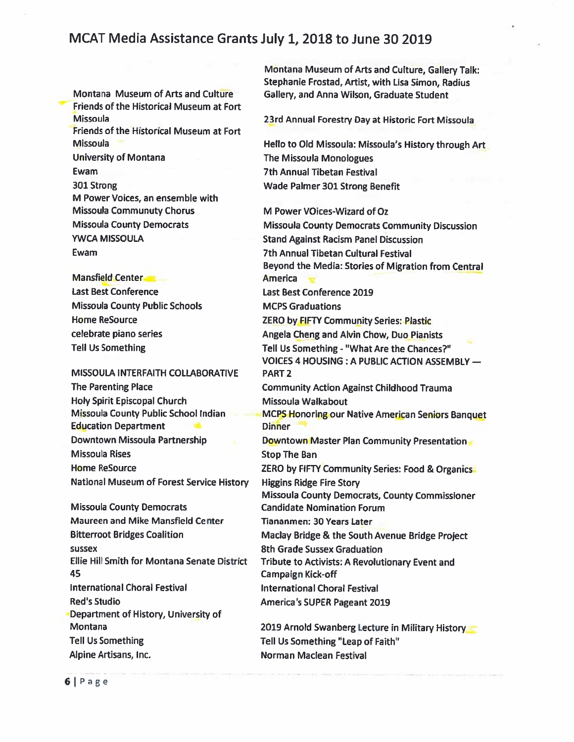# MCAT Media Assistance Grants July 1, 2018 to June 30 2019

| Organization | Event |
|---|---|
| Montana Museum of Arts and Culture | Montana Museum of Arts and Culture, Gallery Talk: Stephanie Frostad, Artist, with Lisa Simon, Radius Gallery, and Anna Wilson, Graduate Student |
| Friends of the Historical Museum at Fort Missoula | 23rd Annual Forestry Day at Historic Fort Missoula |
| Friends of the Historical Museum at Fort Missoula | Hello to Old Missoula: Missoula's History through Art |
| University of Montana | The Missoula Monologues |
| Ewam | 7th Annual Tibetan Festival |
| 301 Strong | Wade Palmer 301 Strong Benefit |
| M Power Voices, an ensemble with Missoula Communty Chorus | M Power VOices-Wizard of Oz |
| Missoula County Democrats | Missoula County Democrats Community Discussion |
| YWCA MISSOULA | Stand Against Racism Panel Discussion |
| Ewam | 7th Annual Tibetan Cultural Festival |
| Mansfield Center | Beyond the Media: Stories of Migration from Central America |
| Last Best Conference | Last Best Conference 2019 |
| Missoula County Public Schools | MCPS Graduations |
| Home ReSource | ZERO by FIFTY Community Series: Plastic |
| celebrate piano series | Angela Cheng and Alvin Chow, Duo Pianists |
| Tell Us Something | Tell Us Something - "What Are the Chances?" |
| MISSOULA INTERFAITH COLLABORATIVE | VOICES 4 HOUSING : A PUBLIC ACTION ASSEMBLY — PART 2 |
| The Parenting Place | Community Action Against Childhood Trauma |
| Holy Spirit Episcopal Church | Missoula Walkabout |
| Missoula County Public School Indian Education Department | MCPS Honoring our Native American Seniors Banquet Dinner |
| Downtown Missoula Partnership | Downtown Master Plan Community Presentation |
| Missoula Rises | Stop The Ban |
| Home ReSource | ZERO by FIFTY Community Series: Food & Organics |
| National Museum of Forest Service History | Higgins Ridge Fire Story |
| Missoula County Democrats | Missoula County Democrats, County Commissioner Candidate Nomination Forum |
| Maureen and Mike Mansfield Center | Tiananmen: 30 Years Later |
| Bitterroot Bridges Coalition | Maclay Bridge & the South Avenue Bridge Project |
| sussex | 8th Grade Sussex Graduation |
| Ellie Hill Smith for Montana Senate District 45 | Tribute to Activists: A Revolutionary Event and Campaign Kick-off |
| International Choral Festival | International Choral Festival |
| Red's Studio | America's SUPER Pageant 2019 |
| Department of History, University of Montana | 2019 Arnold Swanberg Lecture in Military History |
| Tell Us Something | Tell Us Something "Leap of Faith" |
| Alpine Artisans, Inc. | Norman Maclean Festival |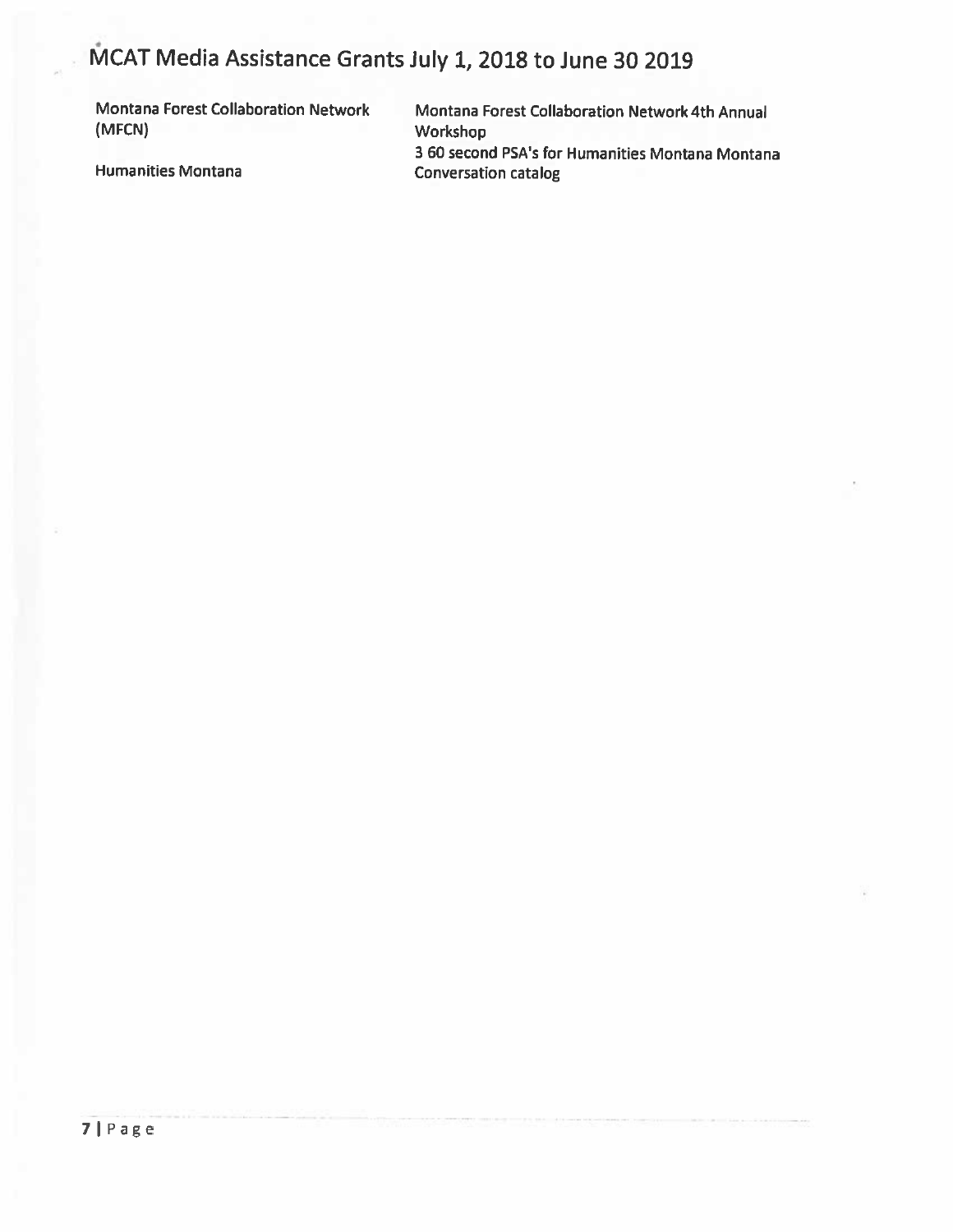# MCAT Media Assistance Grants July 1, 2018 to June 30 2019

| | |
|---|---|
| Montana Forest Collaboration Network (MFCN) | Montana Forest Collaboration Network 4th Annual Workshop |
| Humanities Montana | 3 60 second PSA's for Humanities Montana Montana Conversation catalog |